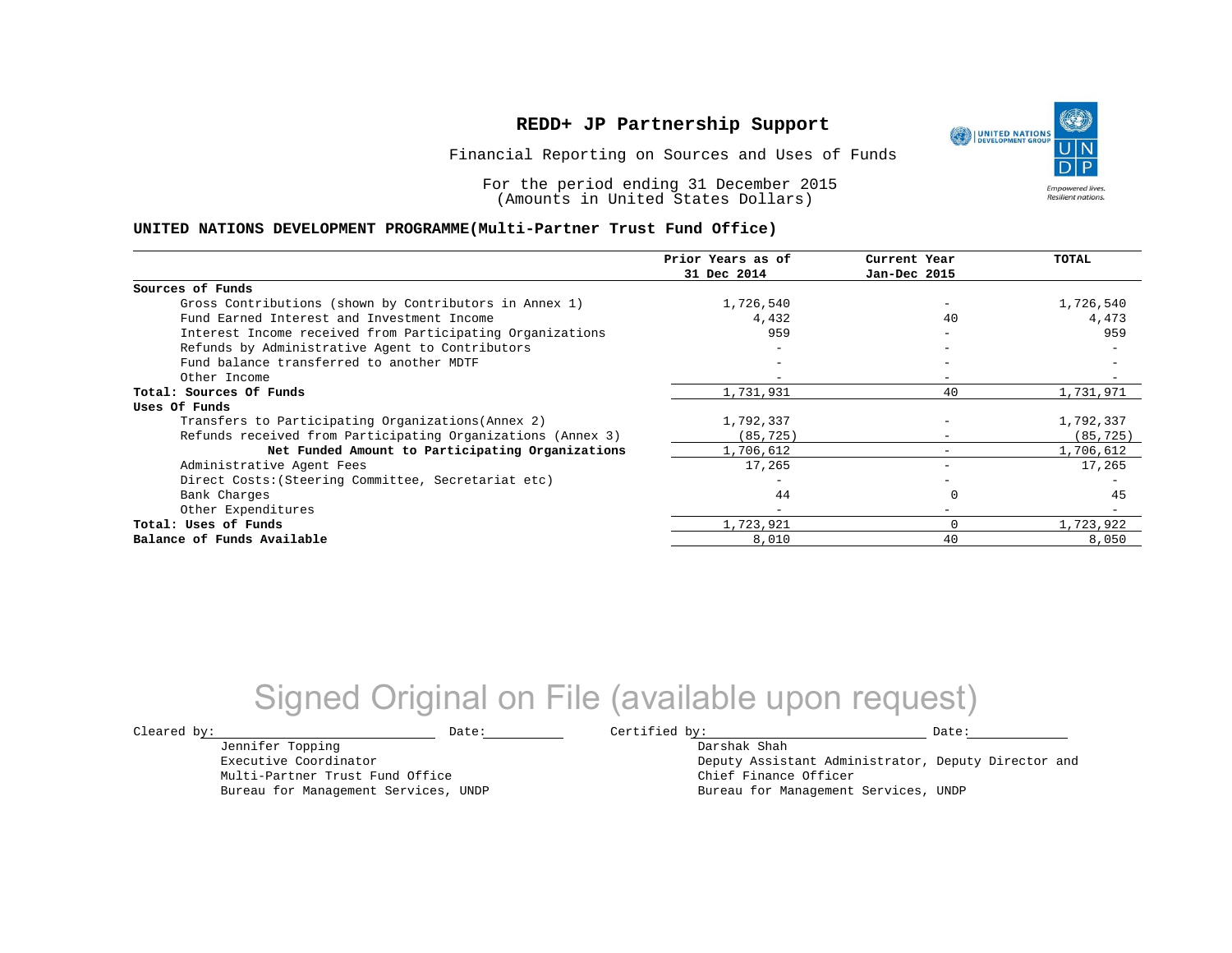# REDD+ JP Partnership Support

Financial Reporting on Sources and Uses of Funds

For the period ending 31 December 2015
(Amounts in United States Dollars)

## UNITED NATIONS DEVELOPMENT PROGRAMME(Multi-Partner Trust Fund Office)

| | Prior Years as of 31 Dec 2014 | Current Year Jan-Dec 2015 | TOTAL |
|---|---|---|---|
| **Sources of Funds** | | | |
| Gross Contributions (shown by Contributors in Annex 1) | 1,726,540 | - | 1,726,540 |
| Fund Earned Interest and Investment Income | 4,432 | 40 | 4,473 |
| Interest Income received from Participating Organizations | 959 | - | 959 |
| Refunds by Administrative Agent to Contributors | - | - | - |
| Fund balance transferred to another MDTF | - | - | - |
| Other Income | - | - | - |
| **Total: Sources Of Funds** | 1,731,931 | 40 | 1,731,971 |
| **Uses Of Funds** | | | |
| Transfers to Participating Organizations(Annex 2) | 1,792,337 | - | 1,792,337 |
| Refunds received from Participating Organizations (Annex 3) | (85,725) | - | (85,725) |
| **Net Funded Amount to Participating Organizations** | 1,706,612 | - | 1,706,612 |
| Administrative Agent Fees | 17,265 | - | 17,265 |
| Direct Costs:(Steering Committee, Secretariat etc) | - | - | - |
| Bank Charges | 44 | 0 | 45 |
| Other Expenditures | - | - | - |
| **Total: Uses of Funds** | 1,723,921 | 0 | 1,723,922 |
| **Balance of Funds Available** | 8,010 | 40 | 8,050 |

Signed Original on File (available upon request)

Cleared by: ____________________ Date: __________

Jennifer Topping
Executive Coordinator
Multi-Partner Trust Fund Office
Bureau for Management Services, UNDP

Certified by: ____________________ Date: __________

Darshak Shah
Deputy Assistant Administrator, Deputy Director and Chief Finance Officer
Bureau for Management Services, UNDP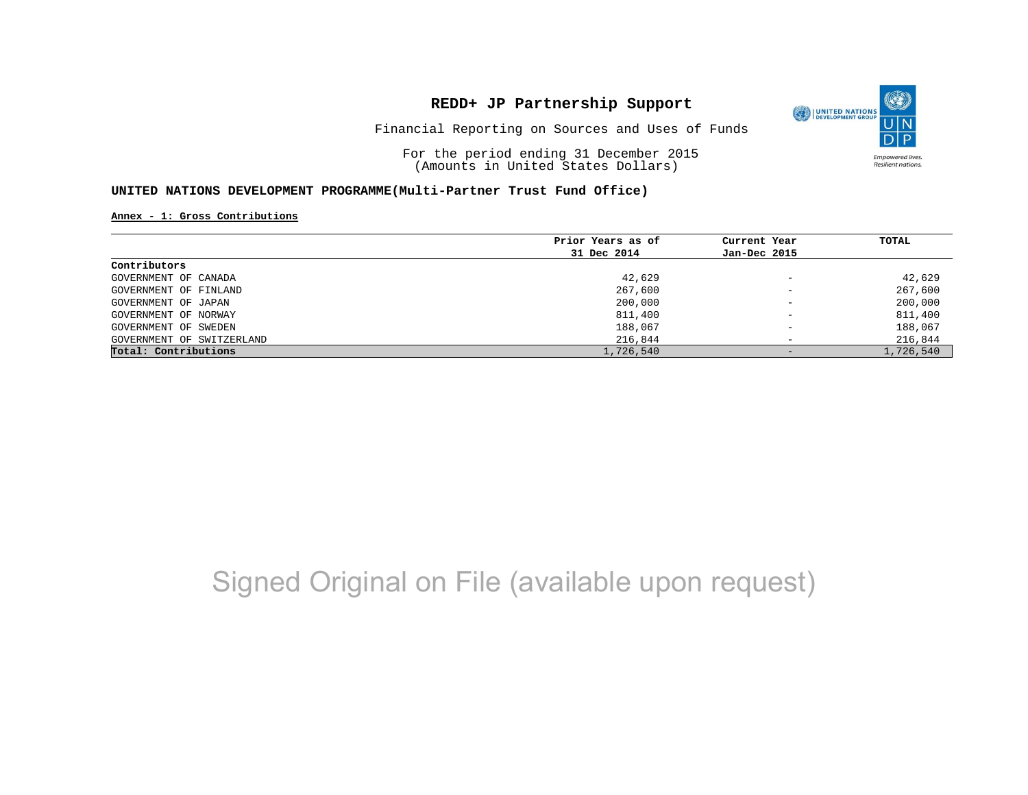# REDD+ JP Partnership Support

Financial Reporting on Sources and Uses of Funds

For the period ending 31 December 2015
(Amounts in United States Dollars)

**UNITED NATIONS DEVELOPMENT PROGRAMME(Multi-Partner Trust Fund Office)**

**Annex - 1: Gross Contributions**

| | Prior Years as of 31 Dec 2014 | Current Year Jan-Dec 2015 | TOTAL |
|---|---|---|---|
| **Contributors** | | | |
| GOVERNMENT OF CANADA | 42,629 | - | 42,629 |
| GOVERNMENT OF FINLAND | 267,600 | - | 267,600 |
| GOVERNMENT OF JAPAN | 200,000 | - | 200,000 |
| GOVERNMENT OF NORWAY | 811,400 | - | 811,400 |
| GOVERNMENT OF SWEDEN | 188,067 | - | 188,067 |
| GOVERNMENT OF SWITZERLAND | 216,844 | - | 216,844 |
| **Total: Contributions** | 1,726,540 | - | 1,726,540 |

Signed Original on File (available upon request)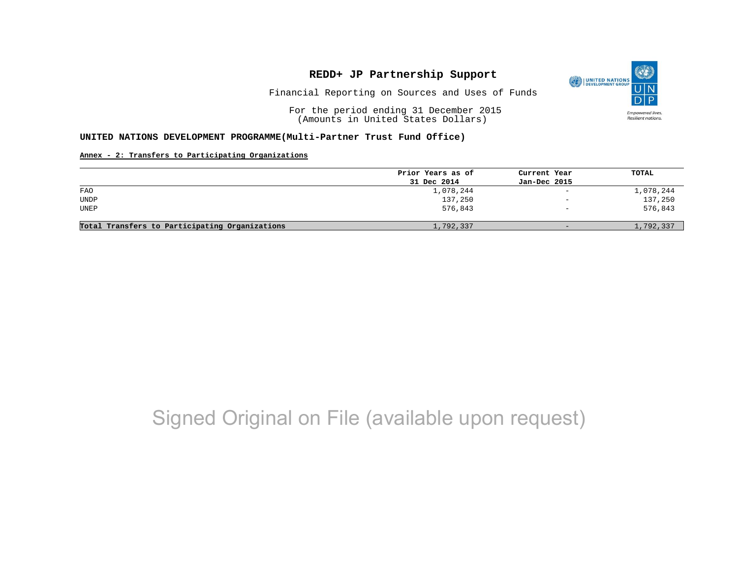# REDD+ JP Partnership Support

Financial Reporting on Sources and Uses of Funds

For the period ending 31 December 2015
(Amounts in United States Dollars)

**UNITED NATIONS DEVELOPMENT PROGRAMME(Multi-Partner Trust Fund Office)**

**Annex - 2: Transfers to Participating Organizations**

| | Prior Years as of 31 Dec 2014 | Current Year Jan-Dec 2015 | TOTAL |
|---|---|---|---|
| FAO | 1,078,244 | - | 1,078,244 |
| UNDP | 137,250 | - | 137,250 |
| UNEP | 576,843 | - | 576,843 |
| **Total Transfers to Participating Organizations** | 1,792,337 | - | 1,792,337 |

Signed Original on File (available upon request)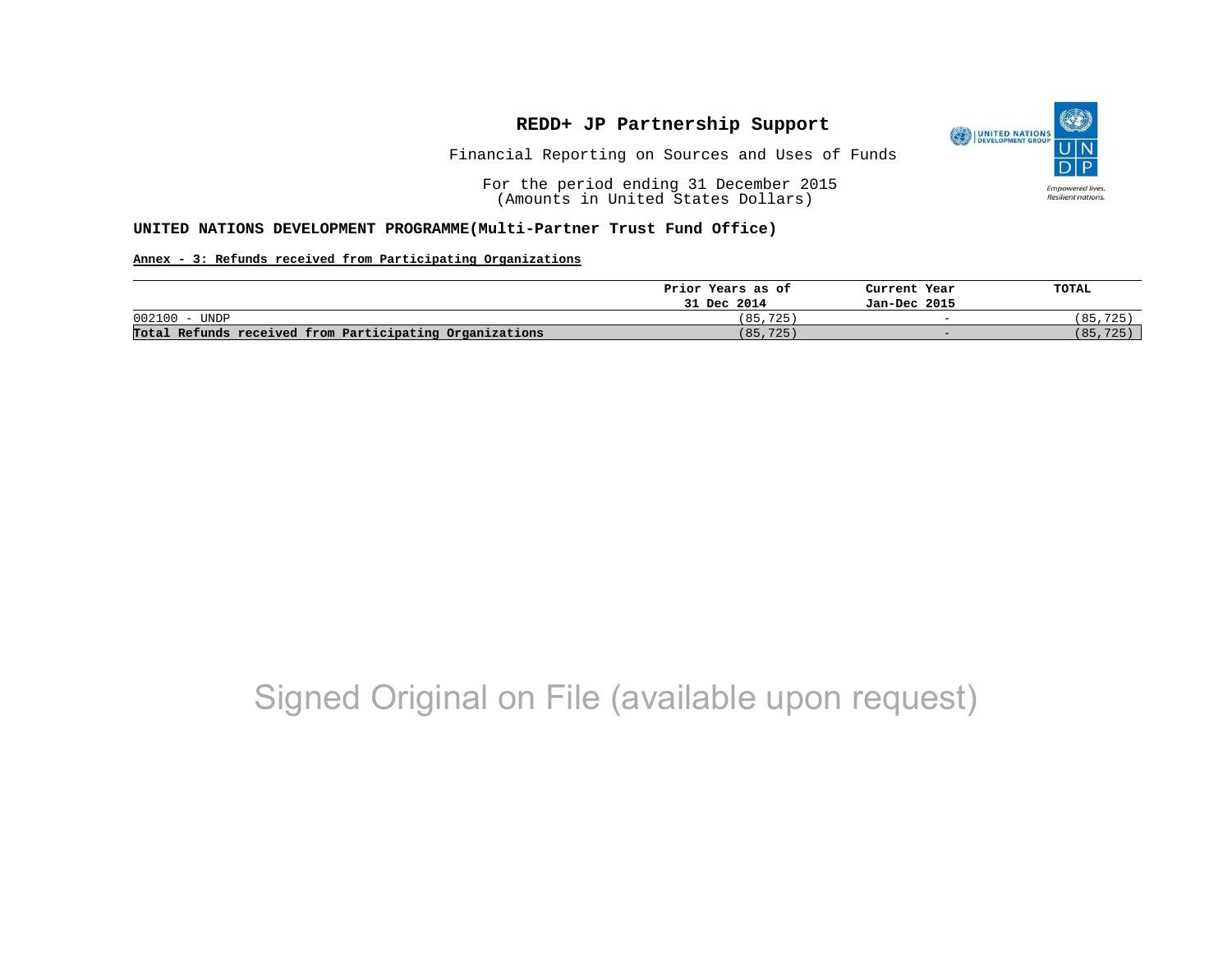# REDD+ JP Partnership Support

Financial Reporting on Sources and Uses of Funds

For the period ending 31 December 2015
(Amounts in United States Dollars)

**UNITED NATIONS DEVELOPMENT PROGRAMME(Multi-Partner Trust Fund Office)**

**Annex - 3: Refunds received from Participating Organizations**

| | Prior Years as of 31 Dec 2014 | Current Year Jan-Dec 2015 | TOTAL |
|---|---|---|---|
| 002100 - UNDP | (85,725) | - | (85,725) |
| **Total Refunds received from Participating Organizations** | (85,725) | - | (85,725) |

Signed Original on File (available upon request)